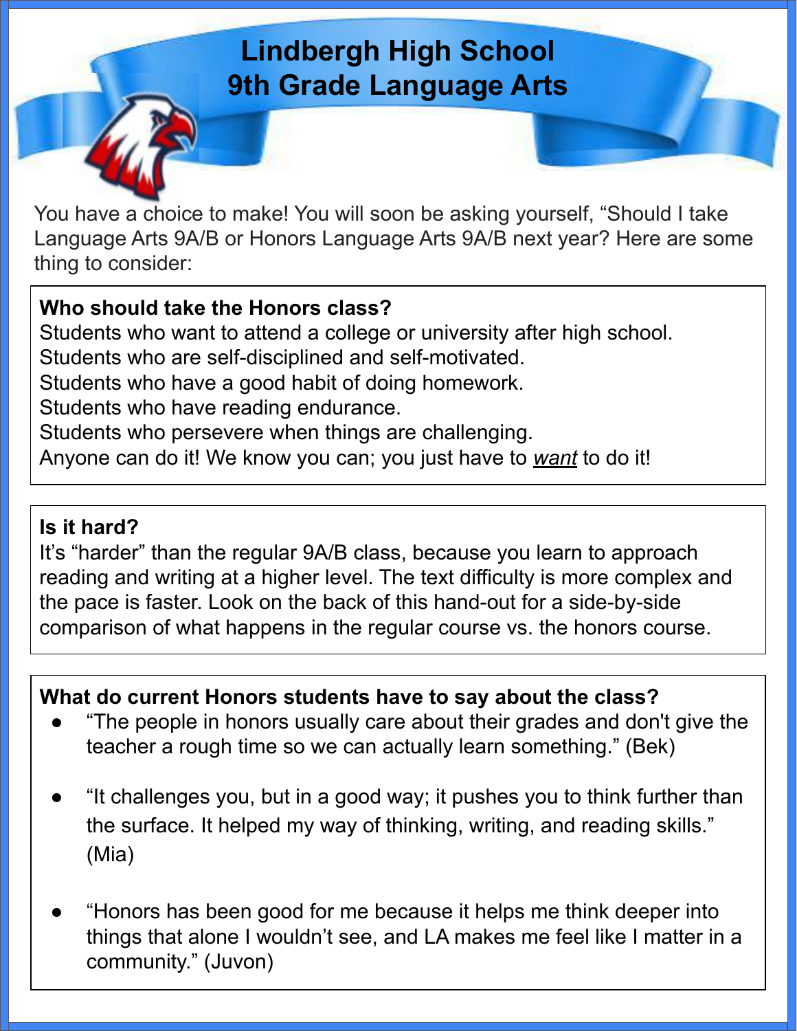# Lindbergh High School
# 9th Grade Language Arts

You have a choice to make! You will soon be asking yourself, “Should I take Language Arts 9A/B or Honors Language Arts 9A/B next year? Here are some thing to consider:

**Who should take the Honors class?**

Students who want to attend a college or university after high school.
Students who are self-disciplined and self-motivated.
Students who have a good habit of doing homework.
Students who have reading endurance.
Students who persevere when things are challenging.
Anyone can do it! We know you can; you just have to <u>*want*</u> to do it!

**Is it hard?**

It’s “harder” than the regular 9A/B class, because you learn to approach reading and writing at a higher level. The text difficulty is more complex and the pace is faster. Look on the back of this hand-out for a side-by-side comparison of what happens in the regular course vs. the honors course.

**What do current Honors students have to say about the class?**

- “The people in honors usually care about their grades and don't give the teacher a rough time so we can actually learn something.” (Bek)
- “It challenges you, but in a good way; it pushes you to think further than the surface. It helped my way of thinking, writing, and reading skills.” (Mia)
- “Honors has been good for me because it helps me think deeper into things that alone I wouldn’t see, and LA makes me feel like I matter in a community.” (Juvon)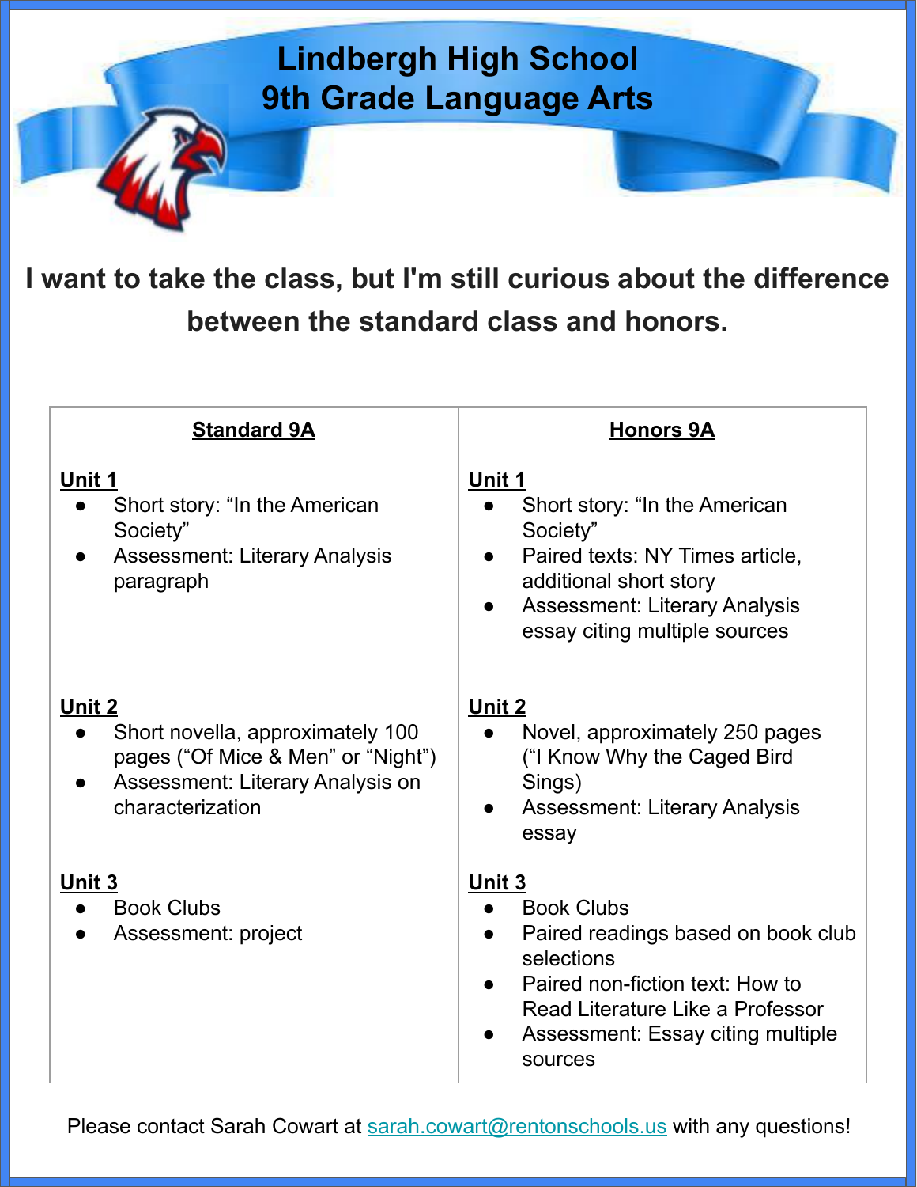# Lindbergh High School
# 9th Grade Language Arts

## I want to take the class, but I'm still curious about the difference between the standard class and honors.

| Standard 9A | Honors 9A |
|---|---|
| **Unit 1**<br>• Short story: "In the American Society"<br>• Assessment: Literary Analysis paragraph | **Unit 1**<br>• Short story: "In the American Society"<br>• Paired texts: NY Times article, additional short story<br>• Assessment: Literary Analysis essay citing multiple sources |
| **Unit 2**<br>• Short novella, approximately 100 pages ("Of Mice & Men" or "Night")<br>• Assessment: Literary Analysis on characterization | **Unit 2**<br>• Novel, approximately 250 pages ("I Know Why the Caged Bird Sings)<br>• Assessment: Literary Analysis essay |
| **Unit 3**<br>• Book Clubs<br>• Assessment: project | **Unit 3**<br>• Book Clubs<br>• Paired readings based on book club selections<br>• Paired non-fiction text: How to Read Literature Like a Professor<br>• Assessment: Essay citing multiple sources |

Please contact Sarah Cowart at [sarah.cowart@rentonschools.us](mailto:sarah.cowart@rentonschools.us) with any questions!